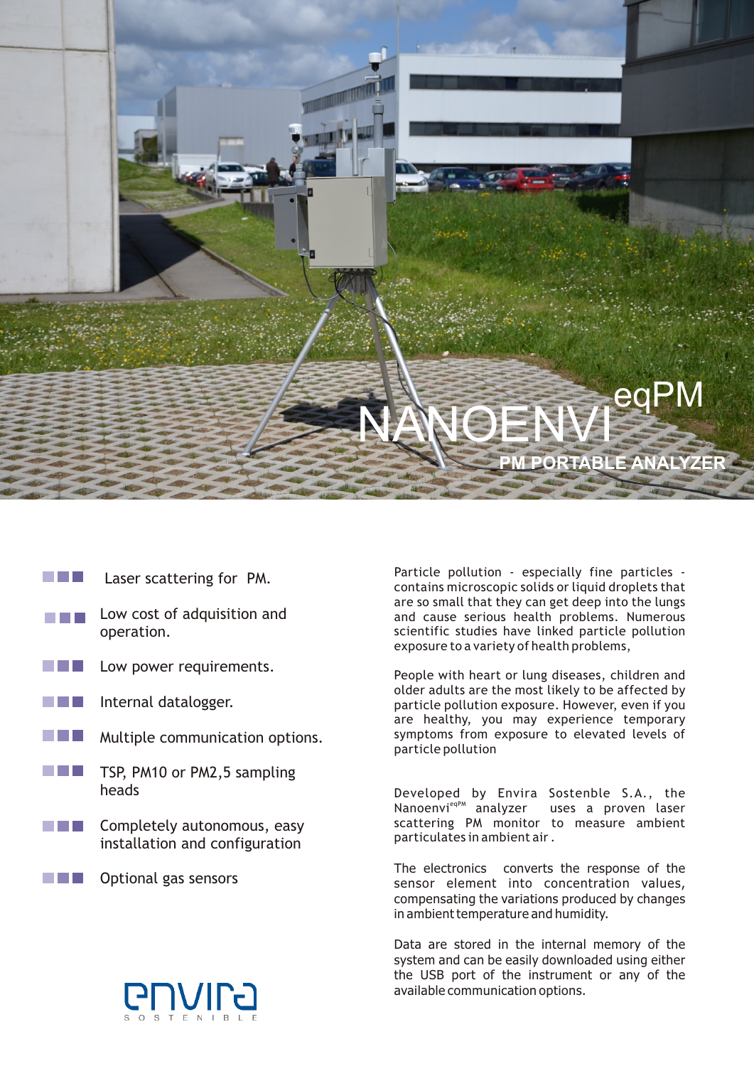# NANOENVI eqPM

## PM PORTABLE ANALYZER

- Laser scattering for PM.
- Low cost of adquisition and operation.
- Low power requirements.
- Internal datalogger.
- Multiple communication options.
- TSP, PM10 or PM2,5 sampling heads
- Completely autonomous, easy installation and configuration
- Optional gas sensors

envira SOSTENIBLE

Particle pollution - especially fine particles - contains microscopic solids or liquid droplets that are so small that they can get deep into the lungs and cause serious health problems. Numerous scientific studies have linked particle pollution exposure to a variety of health problems,

People with heart or lung diseases, children and older adults are the most likely to be affected by particle pollution exposure. However, even if you are healthy, you may experience temporary symptoms from exposure to elevated levels of particle pollution

Developed by Envira Sostenble S.A., the Nanoenvi[eqPM] analyzer uses a proven laser scattering PM monitor to measure ambient particulates in ambient air .

The electronics converts the response of the sensor element into concentration values, compensating the variations produced by changes in ambient temperature and humidity.

Data are stored in the internal memory of the system and can be easily downloaded using either the USB port of the instrument or any of the available communication options.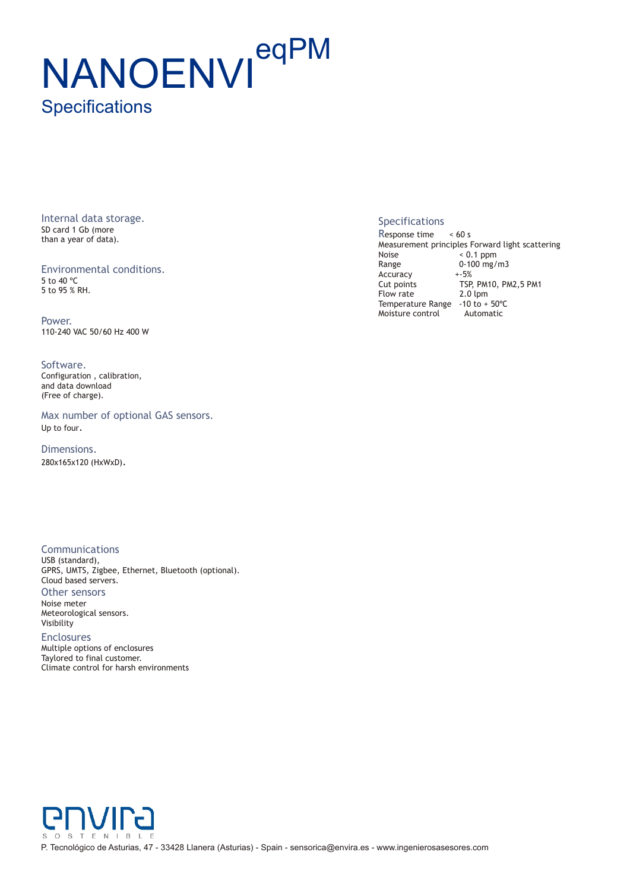# NANOENVI$^{eqPM}$

## Specifications

### Internal data storage.

SD card 1 Gb (more than a year of data).

### Environmental conditions.

5 to 40 °C
5 to 95 % RH.

### Power.

110-240 VAC 50/60 Hz 400 W

### Software.

Configuration , calibration, and data download (Free of charge).

### Max number of optional GAS sensors.

Up to four.

### Dimensions.

280x165x120 (HxWxD).

### Communications

USB (standard),
GPRS, UMTS, Zigbee, Ethernet, Bluetooth (optional).
Cloud based servers.

### Other sensors

Noise meter
Meteorological sensors.
Visibility

### Enclosures

Multiple options of enclosures
Taylored to final customer.
Climate control for harsh environments

### Specifications

| | |
|---|---|
| Response time | < 60 s |
| Measurement principles | Forward light scattering |
| Noise | < 0.1 ppm |
| Range | 0-100 mg/m3 |
| Accuracy | +-5% |
| Cut points | TSP, PM10, PM2,5 PM1 |
| Flow rate | 2.0 lpm |
| Temperature Range | -10 to + 50ºC |
| Moisture control | Automatic |

envira
SOSTENIBLE

P. Tecnológico de Asturias, 47 - 33428 Llanera (Asturias) - Spain - sensorica@envira.es - www.ingenierosasesores.com